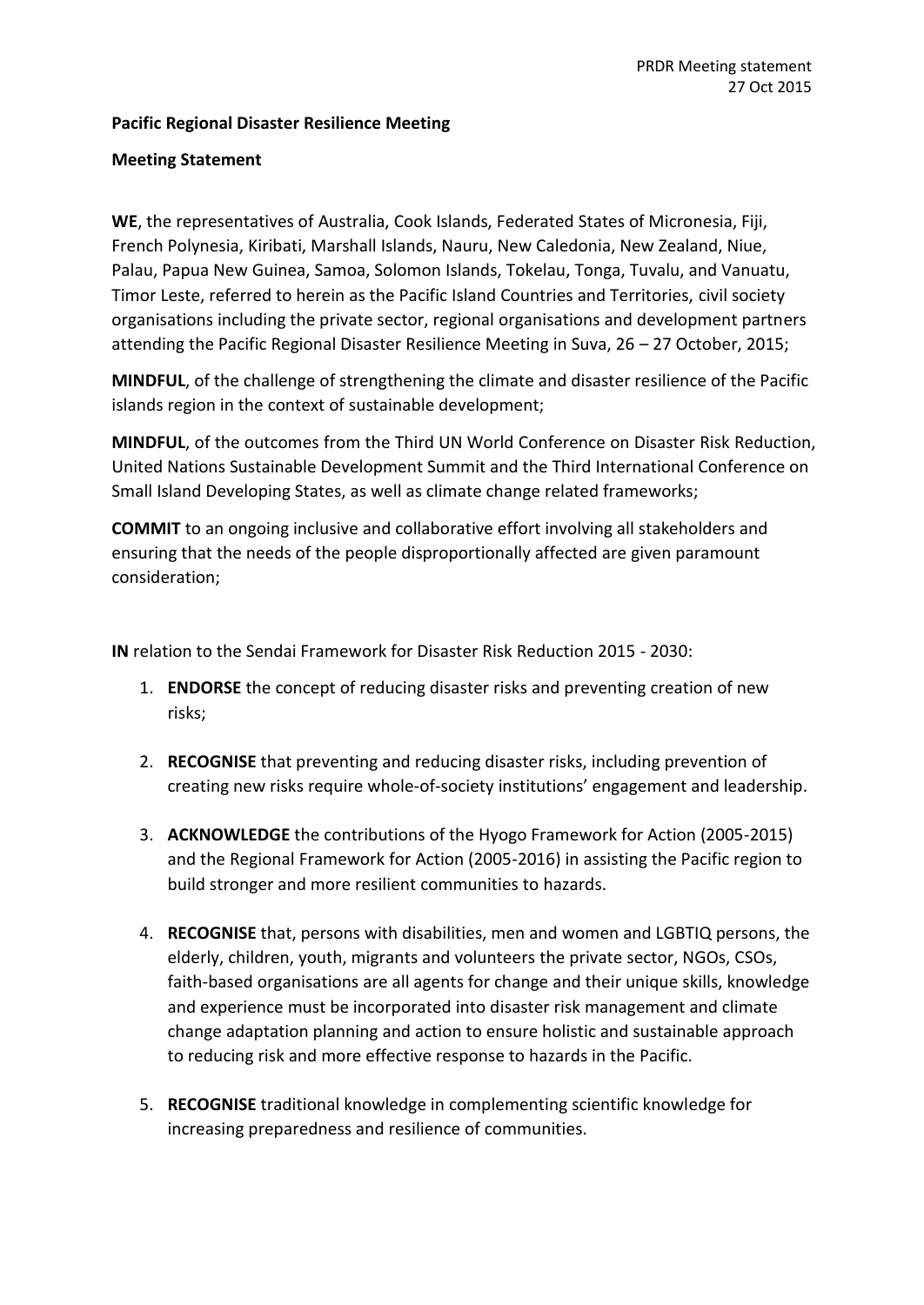**Pacific Regional Disaster Resilience Meeting**

**Meeting Statement**

**WE**, the representatives of Australia, Cook Islands, Federated States of Micronesia, Fiji, French Polynesia, Kiribati, Marshall Islands, Nauru, New Caledonia, New Zealand, Niue, Palau, Papua New Guinea, Samoa, Solomon Islands, Tokelau, Tonga, Tuvalu, and Vanuatu, Timor Leste, referred to herein as the Pacific Island Countries and Territories, civil society organisations including the private sector, regional organisations and development partners attending the Pacific Regional Disaster Resilience Meeting in Suva, 26 – 27 October, 2015;

**MINDFUL**, of the challenge of strengthening the climate and disaster resilience of the Pacific islands region in the context of sustainable development;

**MINDFUL**, of the outcomes from the Third UN World Conference on Disaster Risk Reduction, United Nations Sustainable Development Summit and the Third International Conference on Small Island Developing States, as well as climate change related frameworks;

**COMMIT** to an ongoing inclusive and collaborative effort involving all stakeholders and ensuring that the needs of the people disproportionally affected are given paramount consideration;

**IN** relation to the Sendai Framework for Disaster Risk Reduction 2015 - 2030:

1. **ENDORSE** the concept of reducing disaster risks and preventing creation of new risks;

2. **RECOGNISE** that preventing and reducing disaster risks, including prevention of creating new risks require whole-of-society institutions' engagement and leadership.

3. **ACKNOWLEDGE** the contributions of the Hyogo Framework for Action (2005-2015) and the Regional Framework for Action (2005-2016) in assisting the Pacific region to build stronger and more resilient communities to hazards.

4. **RECOGNISE** that, persons with disabilities, men and women and LGBTIQ persons, the elderly, children, youth, migrants and volunteers the private sector, NGOs, CSOs, faith-based organisations are all agents for change and their unique skills, knowledge and experience must be incorporated into disaster risk management and climate change adaptation planning and action to ensure holistic and sustainable approach to reducing risk and more effective response to hazards in the Pacific.

5. **RECOGNISE** traditional knowledge in complementing scientific knowledge for increasing preparedness and resilience of communities.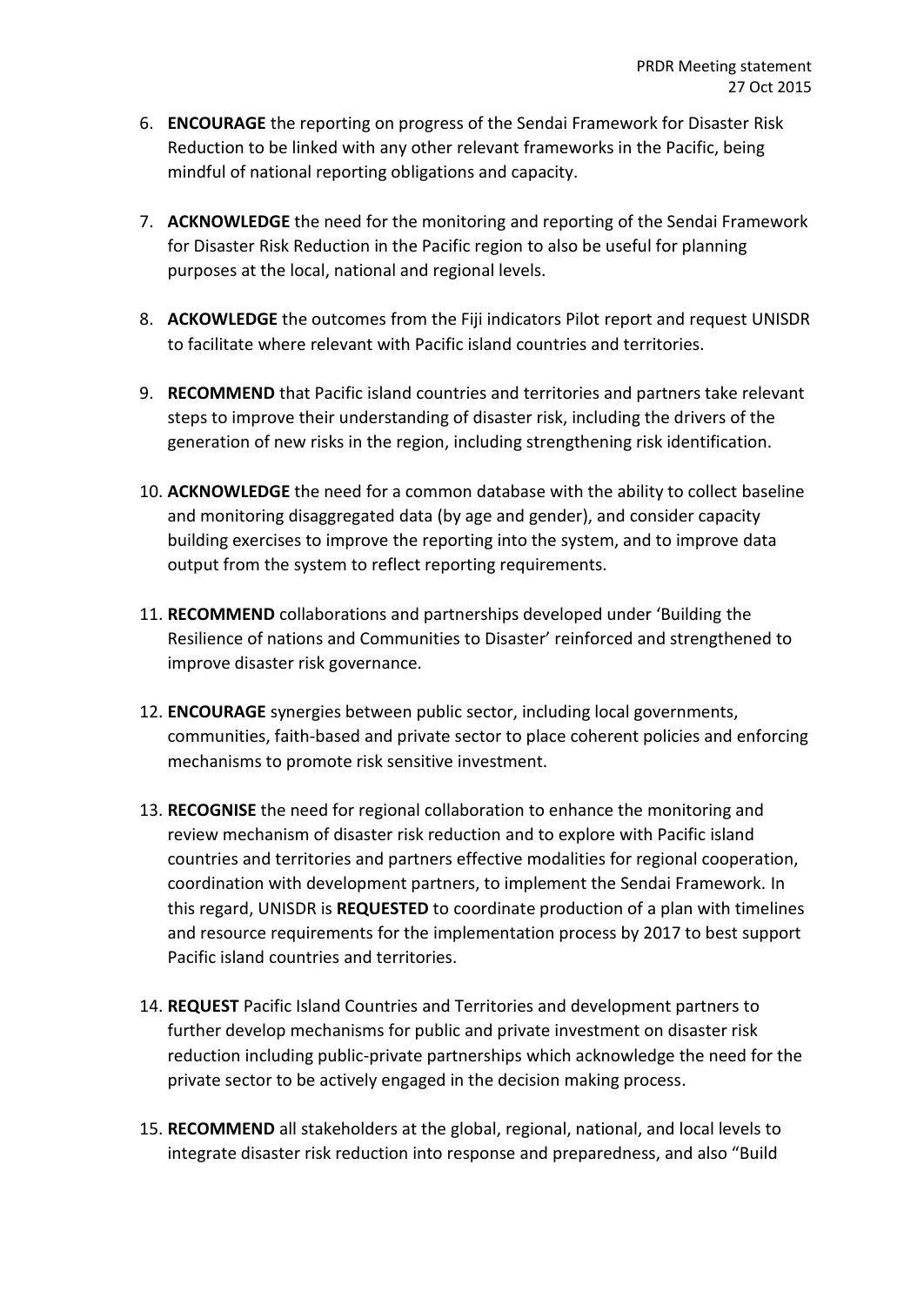6. **ENCOURAGE** the reporting on progress of the Sendai Framework for Disaster Risk Reduction to be linked with any other relevant frameworks in the Pacific, being mindful of national reporting obligations and capacity.

7. **ACKNOWLEDGE** the need for the monitoring and reporting of the Sendai Framework for Disaster Risk Reduction in the Pacific region to also be useful for planning purposes at the local, national and regional levels.

8. **ACKOWLEDGE** the outcomes from the Fiji indicators Pilot report and request UNISDR to facilitate where relevant with Pacific island countries and territories.

9. **RECOMMEND** that Pacific island countries and territories and partners take relevant steps to improve their understanding of disaster risk, including the drivers of the generation of new risks in the region, including strengthening risk identification.

10. **ACKNOWLEDGE** the need for a common database with the ability to collect baseline and monitoring disaggregated data (by age and gender), and consider capacity building exercises to improve the reporting into the system, and to improve data output from the system to reflect reporting requirements.

11. **RECOMMEND** collaborations and partnerships developed under 'Building the Resilience of nations and Communities to Disaster' reinforced and strengthened to improve disaster risk governance.

12. **ENCOURAGE** synergies between public sector, including local governments, communities, faith-based and private sector to place coherent policies and enforcing mechanisms to promote risk sensitive investment.

13. **RECOGNISE** the need for regional collaboration to enhance the monitoring and review mechanism of disaster risk reduction and to explore with Pacific island countries and territories and partners effective modalities for regional cooperation, coordination with development partners, to implement the Sendai Framework. In this regard, UNISDR is **REQUESTED** to coordinate production of a plan with timelines and resource requirements for the implementation process by 2017 to best support Pacific island countries and territories.

14. **REQUEST** Pacific Island Countries and Territories and development partners to further develop mechanisms for public and private investment on disaster risk reduction including public-private partnerships which acknowledge the need for the private sector to be actively engaged in the decision making process.

15. **RECOMMEND** all stakeholders at the global, regional, national, and local levels to integrate disaster risk reduction into response and preparedness, and also "Build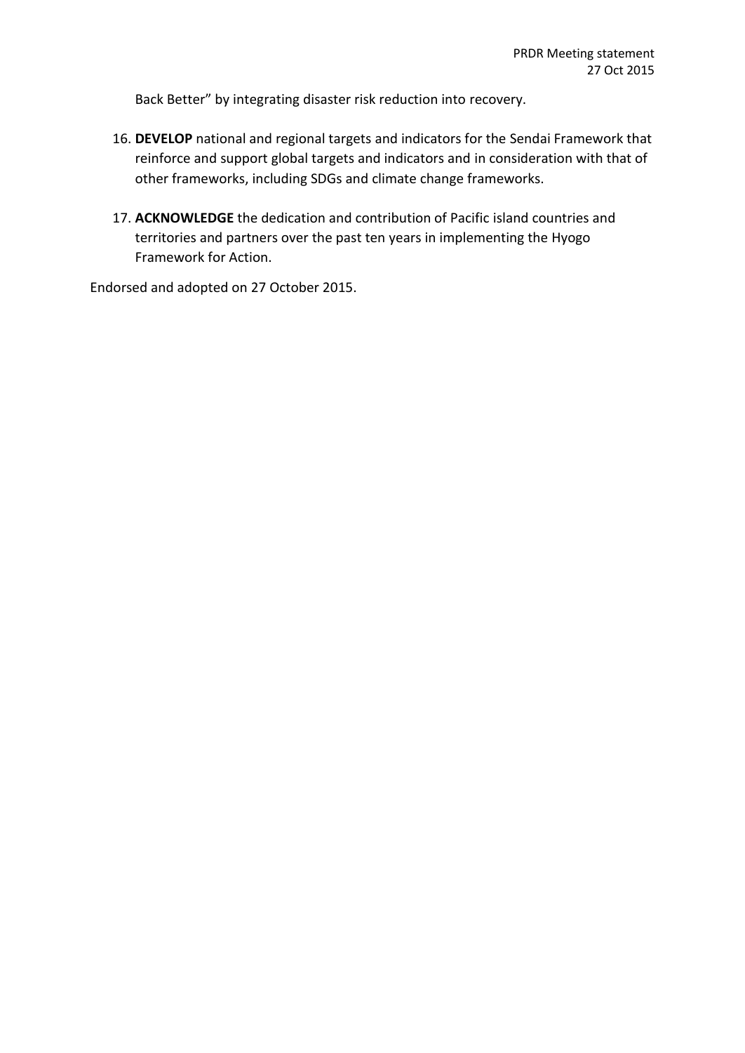Back Better” by integrating disaster risk reduction into recovery.

16. **DEVELOP** national and regional targets and indicators for the Sendai Framework that reinforce and support global targets and indicators and in consideration with that of other frameworks, including SDGs and climate change frameworks.

17. **ACKNOWLEDGE** the dedication and contribution of Pacific island countries and territories and partners over the past ten years in implementing the Hyogo Framework for Action.

Endorsed and adopted on 27 October 2015.